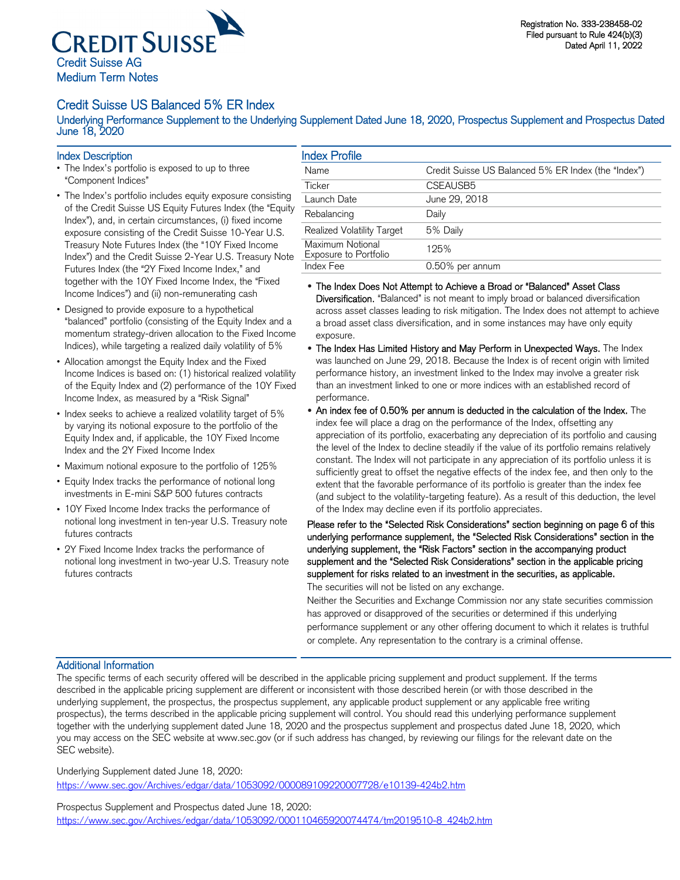Registration No. 333-238458-02
Filed pursuant to Rule 424(b)(3)
Dated April 11, 2022

# CREDIT SUISSE

Credit Suisse AG
Medium Term Notes

## Credit Suisse US Balanced 5% ER Index

Underlying Performance Supplement to the Underlying Supplement Dated June 18, 2020, Prospectus Supplement and Prospectus Dated June 18, 2020

### Index Description

- The Index's portfolio is exposed to up to three "Component Indices"
- The Index's portfolio includes equity exposure consisting of the Credit Suisse US Equity Futures Index (the "Equity Index"), and, in certain circumstances, (i) fixed income exposure consisting of the Credit Suisse 10-Year U.S. Treasury Note Futures Index (the "10Y Fixed Income Index") and the Credit Suisse 2-Year U.S. Treasury Note Futures Index (the "2Y Fixed Income Index," and together with the 10Y Fixed Income Index, the "Fixed Income Indices") and (ii) non-remunerating cash
- Designed to provide exposure to a hypothetical "balanced" portfolio (consisting of the Equity Index and a momentum strategy-driven allocation to the Fixed Income Indices), while targeting a realized daily volatility of 5%
- Allocation amongst the Equity Index and the Fixed Income Indices is based on: (1) historical realized volatility of the Equity Index and (2) performance of the 10Y Fixed Income Index, as measured by a "Risk Signal"
- Index seeks to achieve a realized volatility target of 5% by varying its notional exposure to the portfolio of the Equity Index and, if applicable, the 10Y Fixed Income Index and the 2Y Fixed Income Index
- Maximum notional exposure to the portfolio of 125%
- Equity Index tracks the performance of notional long investments in E-mini S&P 500 futures contracts
- 10Y Fixed Income Index tracks the performance of notional long investment in ten-year U.S. Treasury note futures contracts
- 2Y Fixed Income Index tracks the performance of notional long investment in two-year U.S. Treasury note futures contracts

### Index Profile

| | |
|---|---|
| Name | Credit Suisse US Balanced 5% ER Index (the "Index") |
| Ticker | CSEAUSB5 |
| Launch Date | June 29, 2018 |
| Rebalancing | Daily |
| Realized Volatility Target | 5% Daily |
| Maximum Notional Exposure to Portfolio | 125% |
| Index Fee | 0.50% per annum |

- **The Index Does Not Attempt to Achieve a Broad or "Balanced" Asset Class Diversification.** "Balanced" is not meant to imply broad or balanced diversification across asset classes leading to risk mitigation. The Index does not attempt to achieve a broad asset class diversification, and in some instances may have only equity exposure.
- **The Index Has Limited History and May Perform in Unexpected Ways.** The Index was launched on June 29, 2018. Because the Index is of recent origin with limited performance history, an investment linked to the Index may involve a greater risk than an investment linked to one or more indices with an established record of performance.
- **An index fee of 0.50% per annum is deducted in the calculation of the Index.** The index fee will place a drag on the performance of the Index, offsetting any appreciation of its portfolio, exacerbating any depreciation of its portfolio and causing the level of the Index to decline steadily if the value of its portfolio remains relatively constant. The Index will not participate in any appreciation of its portfolio unless it is sufficiently great to offset the negative effects of the index fee, and then only to the extent that the favorable performance of its portfolio is greater than the index fee (and subject to the volatility-targeting feature). As a result of this deduction, the level of the Index may decline even if its portfolio appreciates.

**Please refer to the "Selected Risk Considerations" section beginning on page 6 of this underlying performance supplement, the "Selected Risk Considerations" section in the underlying supplement, the "Risk Factors" section in the accompanying product supplement and the "Selected Risk Considerations" section in the applicable pricing supplement for risks related to an investment in the securities, as applicable.**

The securities will not be listed on any exchange.

Neither the Securities and Exchange Commission nor any state securities commission has approved or disapproved of the securities or determined if this underlying performance supplement or any other offering document to which it relates is truthful or complete. Any representation to the contrary is a criminal offense.

### Additional Information

The specific terms of each security offered will be described in the applicable pricing supplement and product supplement. If the terms described in the applicable pricing supplement are different or inconsistent with those described herein (or with those described in the underlying supplement, the prospectus, the prospectus supplement, any applicable product supplement or any applicable free writing prospectus), the terms described in the applicable pricing supplement will control. You should read this underlying performance supplement together with the underlying supplement dated June 18, 2020 and the prospectus supplement and prospectus dated June 18, 2020, which you may access on the SEC website at www.sec.gov (or if such address has changed, by reviewing our filings for the relevant date on the SEC website).

Underlying Supplement dated June 18, 2020:
https://www.sec.gov/Archives/edgar/data/1053092/000089109220007728/e10139-424b2.htm

Prospectus Supplement and Prospectus dated June 18, 2020:
https://www.sec.gov/Archives/edgar/data/1053092/000110465920074474/tm2019510-8_424b2.htm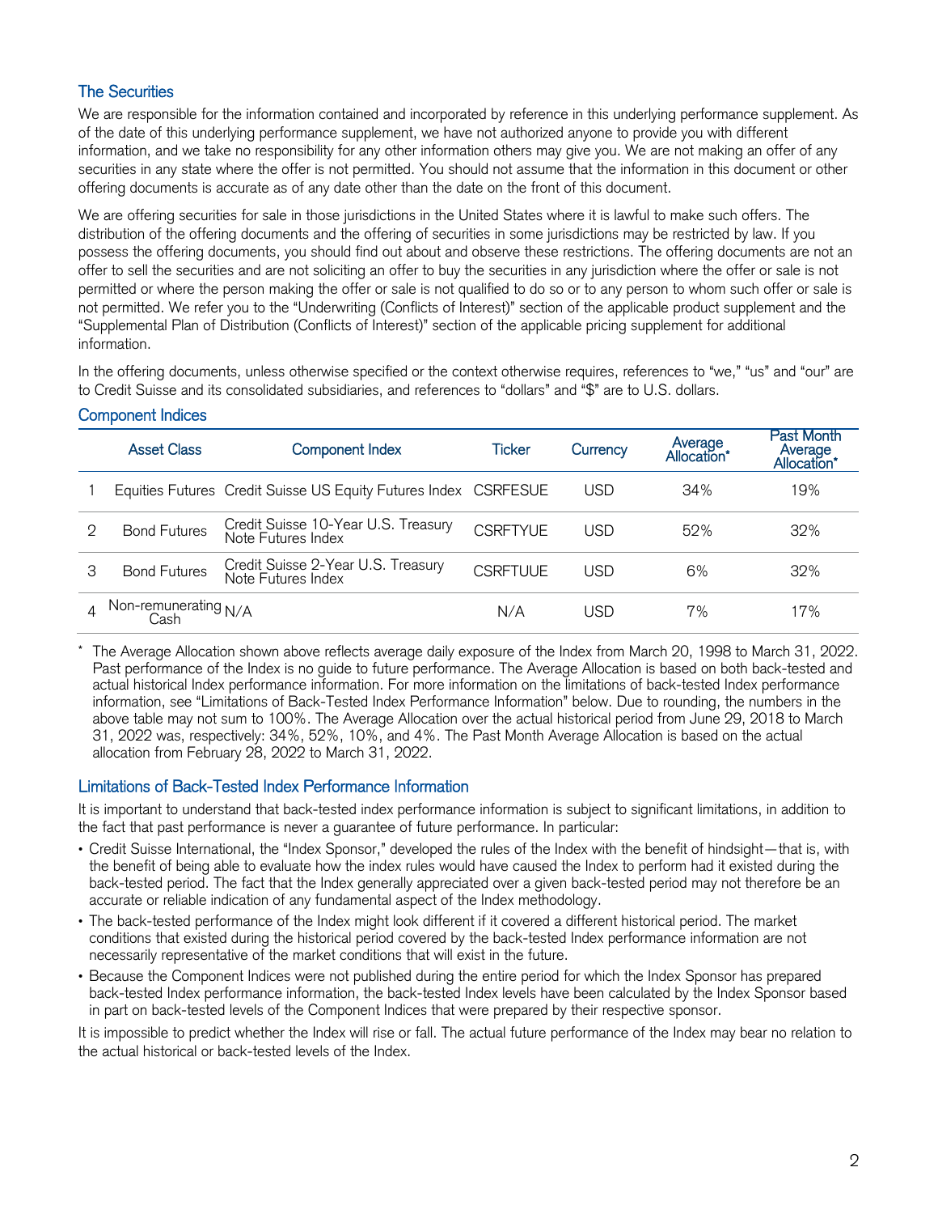## The Securities

We are responsible for the information contained and incorporated by reference in this underlying performance supplement. As of the date of this underlying performance supplement, we have not authorized anyone to provide you with different information, and we take no responsibility for any other information others may give you. We are not making an offer of any securities in any state where the offer is not permitted. You should not assume that the information in this document or other offering documents is accurate as of any date other than the date on the front of this document.

We are offering securities for sale in those jurisdictions in the United States where it is lawful to make such offers. The distribution of the offering documents and the offering of securities in some jurisdictions may be restricted by law. If you possess the offering documents, you should find out about and observe these restrictions. The offering documents are not an offer to sell the securities and are not soliciting an offer to buy the securities in any jurisdiction where the offer or sale is not permitted or where the person making the offer or sale is not qualified to do so or to any person to whom such offer or sale is not permitted. We refer you to the "Underwriting (Conflicts of Interest)" section of the applicable product supplement and the "Supplemental Plan of Distribution (Conflicts of Interest)" section of the applicable pricing supplement for additional information.

In the offering documents, unless otherwise specified or the context otherwise requires, references to "we," "us" and "our" are to Credit Suisse and its consolidated subsidiaries, and references to "dollars" and "$" are to U.S. dollars.

## Component Indices

| | Asset Class | Component Index | Ticker | Currency | Average Allocation* | Past Month Average Allocation* |
|---|---|---|---|---|---|---|
| 1 | Equities Futures | Credit Suisse US Equity Futures Index | CSRFESUE | USD | 34% | 19% |
| 2 | Bond Futures | Credit Suisse 10-Year U.S. Treasury Note Futures Index | CSRFTYUE | USD | 52% | 32% |
| 3 | Bond Futures | Credit Suisse 2-Year U.S. Treasury Note Futures Index | CSRFTUUE | USD | 6% | 32% |
| 4 | Non-remunerating Cash | N/A | N/A | USD | 7% | 17% |

\* The Average Allocation shown above reflects average daily exposure of the Index from March 20, 1998 to March 31, 2022. Past performance of the Index is no guide to future performance. The Average Allocation is based on both back-tested and actual historical Index performance information. For more information on the limitations of back-tested Index performance information, see "Limitations of Back-Tested Index Performance Information" below. Due to rounding, the numbers in the above table may not sum to 100%. The Average Allocation over the actual historical period from June 29, 2018 to March 31, 2022 was, respectively: 34%, 52%, 10%, and 4%. The Past Month Average Allocation is based on the actual allocation from February 28, 2022 to March 31, 2022.

## Limitations of Back-Tested Index Performance Information

It is important to understand that back-tested index performance information is subject to significant limitations, in addition to the fact that past performance is never a guarantee of future performance. In particular:

- Credit Suisse International, the "Index Sponsor," developed the rules of the Index with the benefit of hindsight—that is, with the benefit of being able to evaluate how the index rules would have caused the Index to perform had it existed during the back-tested period. The fact that the Index generally appreciated over a given back-tested period may not therefore be an accurate or reliable indication of any fundamental aspect of the Index methodology.
- The back-tested performance of the Index might look different if it covered a different historical period. The market conditions that existed during the historical period covered by the back-tested Index performance information are not necessarily representative of the market conditions that will exist in the future.
- Because the Component Indices were not published during the entire period for which the Index Sponsor has prepared back-tested Index performance information, the back-tested Index levels have been calculated by the Index Sponsor based in part on back-tested levels of the Component Indices that were prepared by their respective sponsor.

It is impossible to predict whether the Index will rise or fall. The actual future performance of the Index may bear no relation to the actual historical or back-tested levels of the Index.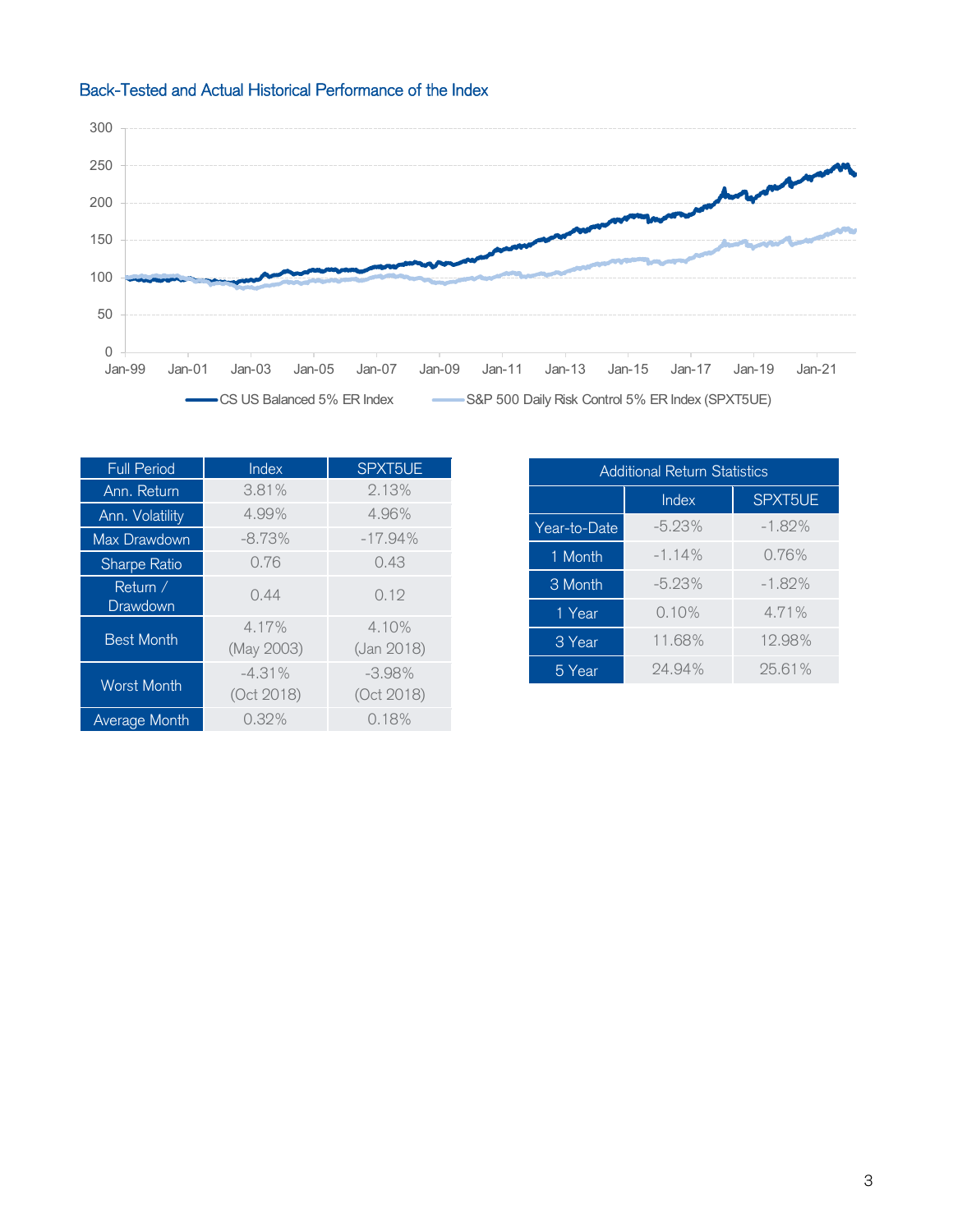## Back-Tested and Actual Historical Performance of the Index

| Full Period | Index | SPXT5UE |
|---|---|---|
| Ann. Return | 3.81% | 2.13% |
| Ann. Volatility | 4.99% | 4.96% |
| Max Drawdown | -8.73% | -17.94% |
| Sharpe Ratio | 0.76 | 0.43 |
| Return / Drawdown | 0.44 | 0.12 |
| Best Month | 4.17% (May 2003) | 4.10% (Jan 2018) |
| Worst Month | -4.31% (Oct 2018) | -3.98% (Oct 2018) |
| Average Month | 0.32% | 0.18% |

| Additional Return Statistics | | |
|---|---|---|
| | Index | SPXT5UE |
| Year-to-Date | -5.23% | -1.82% |
| 1 Month | -1.14% | 0.76% |
| 3 Month | -5.23% | -1.82% |
| 1 Year | 0.10% | 4.71% |
| 3 Year | 11.68% | 12.98% |
| 5 Year | 24.94% | 25.61% |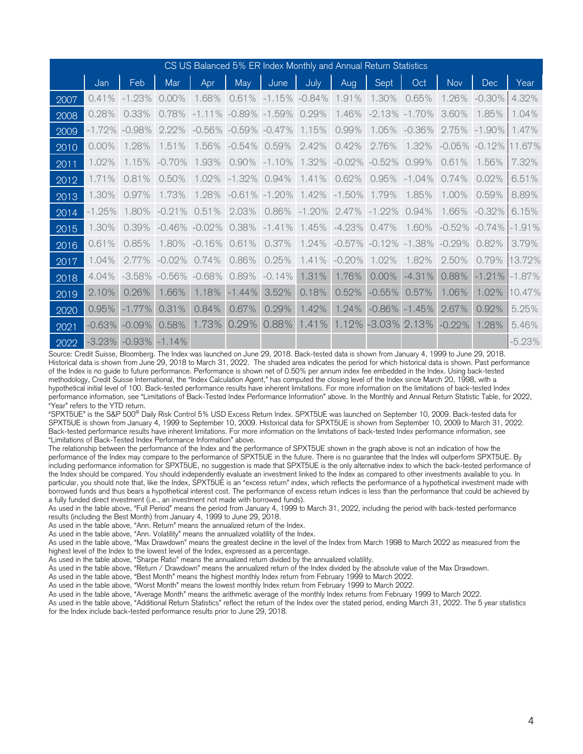| CS US Balanced 5% ER Index Monthly and Annual Return Statistics | | | | | | | | | | | | | |
|---|---|---|---|---|---|---|---|---|---|---|---|---|---|
| | Jan | Feb | Mar | Apr | May | June | July | Aug | Sept | Oct | Nov | Dec | Year |
| 2007 | 0.41% | -1.23% | 0.00% | 1.68% | 0.61% | -1.15% | -0.84% | 1.91% | 1.30% | 0.65% | 1.26% | -0.30% | 4.32% |
| 2008 | 0.28% | 0.33% | 0.78% | -1.11% | -0.89% | -1.59% | 0.29% | 1.46% | -2.13% | -1.70% | 3.60% | 1.85% | 1.04% |
| 2009 | -1.72% | -0.98% | 2.22% | -0.56% | -0.59% | -0.47% | 1.15% | 0.99% | 1.05% | -0.36% | 2.75% | -1.90% | 1.47% |
| 2010 | 0.00% | 1.28% | 1.51% | 1.56% | -0.54% | 0.59% | 2.42% | 0.42% | 2.76% | 1.32% | -0.05% | -0.12% | 11.67% |
| 2011 | 1.02% | 1.15% | -0.70% | 1.93% | 0.90% | -1.10% | 1.32% | -0.02% | -0.52% | 0.99% | 0.61% | 1.56% | 7.32% |
| 2012 | 1.71% | 0.81% | 0.50% | 1.02% | -1.32% | 0.94% | 1.41% | 0.62% | 0.95% | -1.04% | 0.74% | 0.02% | 6.51% |
| 2013 | 1.30% | 0.97% | 1.73% | 1.28% | -0.61% | -1.20% | 1.42% | -1.50% | 1.79% | 1.85% | 1.00% | 0.59% | 8.89% |
| 2014 | -1.25% | 1.80% | -0.21% | 0.51% | 2.03% | 0.86% | -1.20% | 2.47% | -1.22% | 0.94% | 1.66% | -0.32% | 6.15% |
| 2015 | 1.30% | 0.39% | -0.46% | -0.02% | 0.38% | -1.41% | 1.45% | -4.23% | 0.47% | 1.60% | -0.52% | -0.74% | -1.91% |
| 2016 | 0.61% | 0.85% | 1.80% | -0.16% | 0.61% | 0.37% | 1.24% | -0.57% | -0.12% | -1.38% | -0.29% | 0.82% | 3.79% |
| 2017 | 1.04% | 2.77% | -0.02% | 0.74% | 0.86% | 0.25% | 1.41% | -0.20% | 1.02% | 1.82% | 2.50% | 0.79% | 13.72% |
| 2018 | 4.04% | -3.58% | -0.56% | -0.68% | 0.89% | -0.14% | 1.31% | 1.76% | 0.00% | -4.31% | 0.88% | -1.21% | -1.87% |
| 2019 | 2.10% | 0.26% | 1.66% | 1.18% | -1.44% | 3.52% | 0.18% | 0.52% | -0.55% | 0.57% | 1.06% | 1.02% | 10.47% |
| 2020 | 0.95% | -1.77% | 0.31% | 0.84% | 0.67% | 0.29% | 1.42% | 1.24% | -0.86% | -1.45% | 2.67% | 0.92% | 5.25% |
| 2021 | -0.63% | -0.09% | 0.58% | 1.73% | 0.29% | 0.88% | 1.41% | 1.12% | -3.03% | 2.13% | -0.22% | 1.28% | 5.46% |
| 2022 | -3.23% | -0.93% | -1.14% | | | | | | | | | | -5.23% |

Source: Credit Suisse, Bloomberg. The Index was launched on June 29, 2018. Back-tested data is shown from January 4, 1999 to June 29, 2018. Historical data is shown from June 29, 2018 to March 31, 2022. The shaded area indicates the period for which historical data is shown. Past performance of the Index is no guide to future performance. Performance is shown net of 0.50% per annum index fee embedded in the Index. Using back-tested methodology, Credit Suisse International, the "Index Calculation Agent," has computed the closing level of the Index since March 20, 1998, with a hypothetical initial level of 100. Back-tested performance results have inherent limitations. For more information on the limitations of back-tested Index performance information, see "Limitations of Back-Tested Index Performance Information" above. In the Monthly and Annual Return Statistic Table, for 2022, "Year" refers to the YTD return.

"SPXT5UE" is the S&P 500® Daily Risk Control 5% USD Excess Return Index. SPXT5UE was launched on September 10, 2009. Back-tested data for SPXT5UE is shown from January 4, 1999 to September 10, 2009. Historical data for SPXT5UE is shown from September 10, 2009 to March 31, 2022. Back-tested performance results have inherent limitations. For more information on the limitations of back-tested Index performance information, see "Limitations of Back-Tested Index Performance Information" above.

The relationship between the performance of the Index and the performance of SPXT5UE shown in the graph above is not an indication of how the performance of the Index may compare to the performance of SPXT5UE in the future. There is no guarantee that the Index will outperform SPXT5UE. By including performance information for SPXT5UE, no suggestion is made that SPXT5UE is the only alternative index to which the back-tested performance of the Index should be compared. You should independently evaluate an investment linked to the Index as compared to other investments available to you. In particular, you should note that, like the Index, SPXT5UE is an "excess return" index, which reflects the performance of a hypothetical investment made with borrowed funds and thus bears a hypothetical interest cost. The performance of excess return indices is less than the performance that could be achieved by a fully funded direct investment (i.e., an investment not made with borrowed funds).

As used in the table above, "Full Period" means the period from January 4, 1999 to March 31, 2022, including the period with back-tested performance results (including the Best Month) from January 4, 1999 to June 29, 2018.

As used in the table above, "Ann. Return" means the annualized return of the Index.

As used in the table above, "Ann. Volatility" means the annualized volatility of the Index.

As used in the table above, "Max Drawdown" means the greatest decline in the level of the Index from March 1998 to March 2022 as measured from the highest level of the Index to the lowest level of the Index, expressed as a percentage.

As used in the table above, "Sharpe Ratio" means the annualized return divided by the annualized volatility.

As used in the table above, "Return / Drawdown" means the annualized return of the Index divided by the absolute value of the Max Drawdown.

As used in the table above, "Best Month" means the highest monthly Index return from February 1999 to March 2022.

As used in the table above, "Worst Month" means the lowest monthly Index return from February 1999 to March 2022.

As used in the table above, "Average Month" means the arithmetic average of the monthly Index returns from February 1999 to March 2022.

As used in the table above, "Additional Return Statistics" reflect the return of the Index over the stated period, ending March 31, 2022. The 5 year statistics for the Index include back-tested performance results prior to June 29, 2018.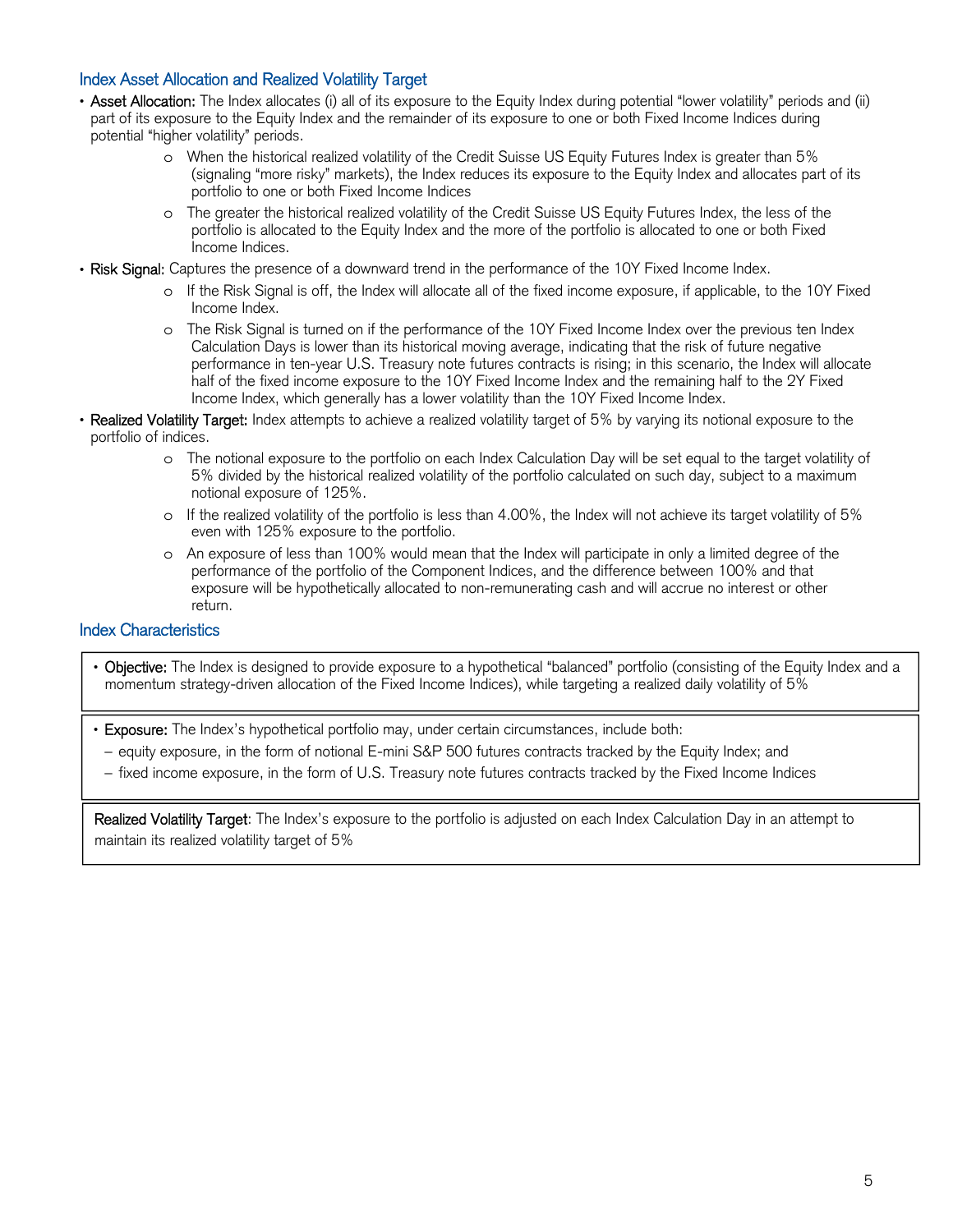## Index Asset Allocation and Realized Volatility Target

- **Asset Allocation:** The Index allocates (i) all of its exposure to the Equity Index during potential "lower volatility" periods and (ii) part of its exposure to the Equity Index and the remainder of its exposure to one or both Fixed Income Indices during potential "higher volatility" periods.
  - When the historical realized volatility of the Credit Suisse US Equity Futures Index is greater than 5% (signaling "more risky" markets), the Index reduces its exposure to the Equity Index and allocates part of its portfolio to one or both Fixed Income Indices
  - The greater the historical realized volatility of the Credit Suisse US Equity Futures Index, the less of the portfolio is allocated to the Equity Index and the more of the portfolio is allocated to one or both Fixed Income Indices.
- **Risk Signal:** Captures the presence of a downward trend in the performance of the 10Y Fixed Income Index.
  - If the Risk Signal is off, the Index will allocate all of the fixed income exposure, if applicable, to the 10Y Fixed Income Index.
  - The Risk Signal is turned on if the performance of the 10Y Fixed Income Index over the previous ten Index Calculation Days is lower than its historical moving average, indicating that the risk of future negative performance in ten-year U.S. Treasury note futures contracts is rising; in this scenario, the Index will allocate half of the fixed income exposure to the 10Y Fixed Income Index and the remaining half to the 2Y Fixed Income Index, which generally has a lower volatility than the 10Y Fixed Income Index.
- **Realized Volatility Target:** Index attempts to achieve a realized volatility target of 5% by varying its notional exposure to the portfolio of indices.
  - The notional exposure to the portfolio on each Index Calculation Day will be set equal to the target volatility of 5% divided by the historical realized volatility of the portfolio calculated on such day, subject to a maximum notional exposure of 125%.
  - If the realized volatility of the portfolio is less than 4.00%, the Index will not achieve its target volatility of 5% even with 125% exposure to the portfolio.
  - An exposure of less than 100% would mean that the Index will participate in only a limited degree of the performance of the portfolio of the Component Indices, and the difference between 100% and that exposure will be hypothetically allocated to non-remunerating cash and will accrue no interest or other return.

## Index Characteristics

- **Objective:** The Index is designed to provide exposure to a hypothetical "balanced" portfolio (consisting of the Equity Index and a momentum strategy-driven allocation of the Fixed Income Indices), while targeting a realized daily volatility of 5%

- **Exposure:** The Index's hypothetical portfolio may, under certain circumstances, include both:
  - equity exposure, in the form of notional E-mini S&P 500 futures contracts tracked by the Equity Index; and
  - fixed income exposure, in the form of U.S. Treasury note futures contracts tracked by the Fixed Income Indices

**Realized Volatility Target**: The Index's exposure to the portfolio is adjusted on each Index Calculation Day in an attempt to maintain its realized volatility target of 5%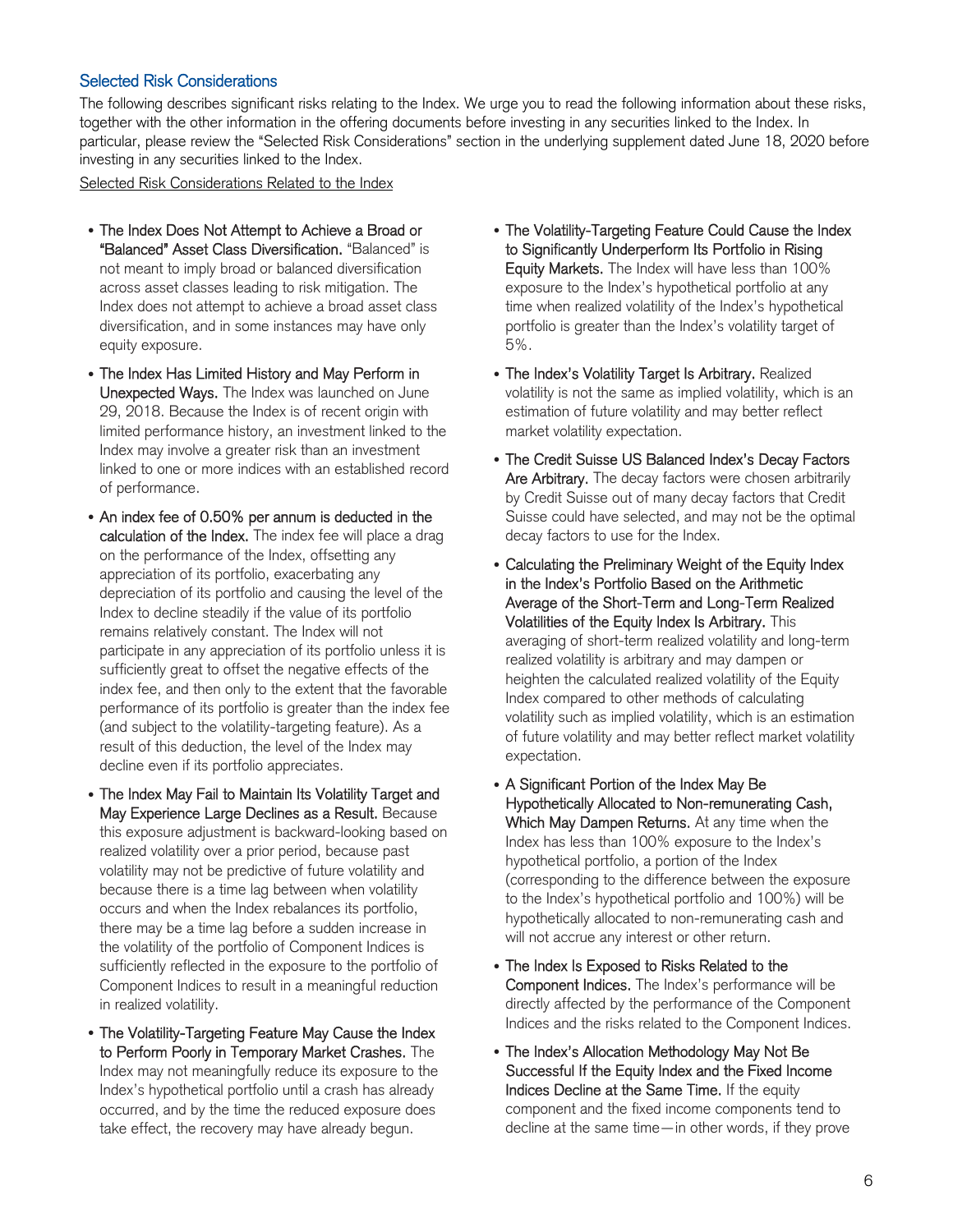## Selected Risk Considerations

The following describes significant risks relating to the Index. We urge you to read the following information about these risks, together with the other information in the offering documents before investing in any securities linked to the Index. In particular, please review the "Selected Risk Considerations" section in the underlying supplement dated June 18, 2020 before investing in any securities linked to the Index.

Selected Risk Considerations Related to the Index

- **The Index Does Not Attempt to Achieve a Broad or "Balanced" Asset Class Diversification.** "Balanced" is not meant to imply broad or balanced diversification across asset classes leading to risk mitigation. The Index does not attempt to achieve a broad asset class diversification, and in some instances may have only equity exposure.
- **The Index Has Limited History and May Perform in Unexpected Ways.** The Index was launched on June 29, 2018. Because the Index is of recent origin with limited performance history, an investment linked to the Index may involve a greater risk than an investment linked to one or more indices with an established record of performance.
- **An index fee of 0.50% per annum is deducted in the calculation of the Index.** The index fee will place a drag on the performance of the Index, offsetting any appreciation of its portfolio, exacerbating any depreciation of its portfolio and causing the level of the Index to decline steadily if the value of its portfolio remains relatively constant. The Index will not participate in any appreciation of its portfolio unless it is sufficiently great to offset the negative effects of the index fee, and then only to the extent that the favorable performance of its portfolio is greater than the index fee (and subject to the volatility-targeting feature). As a result of this deduction, the level of the Index may decline even if its portfolio appreciates.
- **The Index May Fail to Maintain Its Volatility Target and May Experience Large Declines as a Result.** Because this exposure adjustment is backward-looking based on realized volatility over a prior period, because past volatility may not be predictive of future volatility and because there is a time lag between when volatility occurs and when the Index rebalances its portfolio, there may be a time lag before a sudden increase in the volatility of the portfolio of Component Indices is sufficiently reflected in the exposure to the portfolio of Component Indices to result in a meaningful reduction in realized volatility.
- **The Volatility-Targeting Feature May Cause the Index to Perform Poorly in Temporary Market Crashes.** The Index may not meaningfully reduce its exposure to the Index's hypothetical portfolio until a crash has already occurred, and by the time the reduced exposure does take effect, the recovery may have already begun.
- **The Volatility-Targeting Feature Could Cause the Index to Significantly Underperform Its Portfolio in Rising Equity Markets.** The Index will have less than 100% exposure to the Index's hypothetical portfolio at any time when realized volatility of the Index's hypothetical portfolio is greater than the Index's volatility target of 5%.
- **The Index's Volatility Target Is Arbitrary.** Realized volatility is not the same as implied volatility, which is an estimation of future volatility and may better reflect market volatility expectation.
- **The Credit Suisse US Balanced Index's Decay Factors Are Arbitrary.** The decay factors were chosen arbitrarily by Credit Suisse out of many decay factors that Credit Suisse could have selected, and may not be the optimal decay factors to use for the Index.
- **Calculating the Preliminary Weight of the Equity Index in the Index's Portfolio Based on the Arithmetic Average of the Short-Term and Long-Term Realized Volatilities of the Equity Index Is Arbitrary.** This averaging of short-term realized volatility and long-term realized volatility is arbitrary and may dampen or heighten the calculated realized volatility of the Equity Index compared to other methods of calculating volatility such as implied volatility, which is an estimation of future volatility and may better reflect market volatility expectation.
- **A Significant Portion of the Index May Be Hypothetically Allocated to Non-remunerating Cash, Which May Dampen Returns.** At any time when the Index has less than 100% exposure to the Index's hypothetical portfolio, a portion of the Index (corresponding to the difference between the exposure to the Index's hypothetical portfolio and 100%) will be hypothetically allocated to non-remunerating cash and will not accrue any interest or other return.
- **The Index Is Exposed to Risks Related to the Component Indices.** The Index's performance will be directly affected by the performance of the Component Indices and the risks related to the Component Indices.
- **The Index's Allocation Methodology May Not Be Successful If the Equity Index and the Fixed Income Indices Decline at the Same Time.** If the equity component and the fixed income components tend to decline at the same time—in other words, if they prove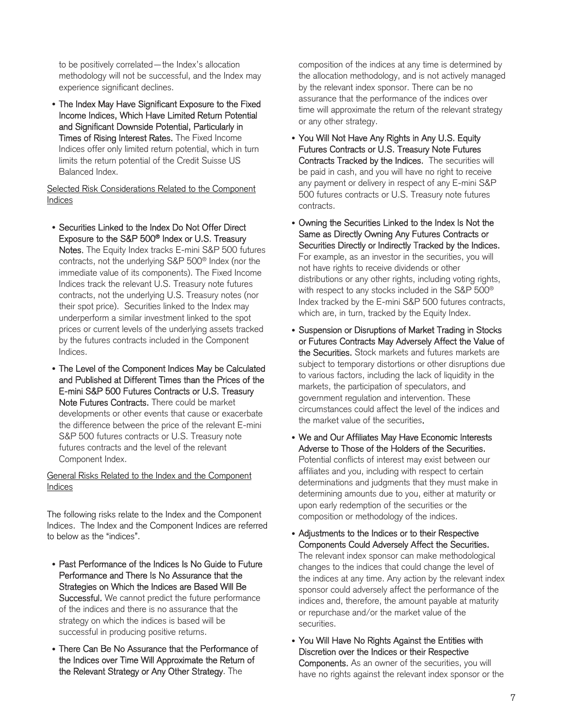to be positively correlated—the Index's allocation methodology will not be successful, and the Index may experience significant declines.

- **The Index May Have Significant Exposure to the Fixed Income Indices, Which Have Limited Return Potential and Significant Downside Potential, Particularly in Times of Rising Interest Rates.** The Fixed Income Indices offer only limited return potential, which in turn limits the return potential of the Credit Suisse US Balanced Index.

Selected Risk Considerations Related to the Component Indices

- **Securities Linked to the Index Do Not Offer Direct Exposure to the S&P 500® Index or U.S. Treasury Notes.** The Equity Index tracks E-mini S&P 500 futures contracts, not the underlying S&P 500® Index (nor the immediate value of its components). The Fixed Income Indices track the relevant U.S. Treasury note futures contracts, not the underlying U.S. Treasury notes (nor their spot price). Securities linked to the Index may underperform a similar investment linked to the spot prices or current levels of the underlying assets tracked by the futures contracts included in the Component Indices.
- **The Level of the Component Indices May be Calculated and Published at Different Times than the Prices of the E-mini S&P 500 Futures Contracts or U.S. Treasury Note Futures Contracts.** There could be market developments or other events that cause or exacerbate the difference between the price of the relevant E-mini S&P 500 futures contracts or U.S. Treasury note futures contracts and the level of the relevant Component Index.

General Risks Related to the Index and the Component Indices

The following risks relate to the Index and the Component Indices. The Index and the Component Indices are referred to below as the "indices".

- **Past Performance of the Indices Is No Guide to Future Performance and There Is No Assurance that the Strategies on Which the Indices are Based Will Be Successful.** We cannot predict the future performance of the indices and there is no assurance that the strategy on which the indices is based will be successful in producing positive returns.
- **There Can Be No Assurance that the Performance of the Indices over Time Will Approximate the Return of the Relevant Strategy or Any Other Strategy**. The composition of the indices at any time is determined by the allocation methodology, and is not actively managed by the relevant index sponsor. There can be no assurance that the performance of the indices over time will approximate the return of the relevant strategy or any other strategy.
- **You Will Not Have Any Rights in Any U.S. Equity Futures Contracts or U.S. Treasury Note Futures Contracts Tracked by the Indices.** The securities will be paid in cash, and you will have no right to receive any payment or delivery in respect of any E-mini S&P 500 futures contracts or U.S. Treasury note futures contracts.
- **Owning the Securities Linked to the Index Is Not the Same as Directly Owning Any Futures Contracts or Securities Directly or Indirectly Tracked by the Indices.** For example, as an investor in the securities, you will not have rights to receive dividends or other distributions or any other rights, including voting rights, with respect to any stocks included in the S&P 500® Index tracked by the E-mini S&P 500 futures contracts, which are, in turn, tracked by the Equity Index.
- **Suspension or Disruptions of Market Trading in Stocks or Futures Contracts May Adversely Affect the Value of the Securities.** Stock markets and futures markets are subject to temporary distortions or other disruptions due to various factors, including the lack of liquidity in the markets, the participation of speculators, and government regulation and intervention. These circumstances could affect the level of the indices and the market value of the securities.
- **We and Our Affiliates May Have Economic Interests Adverse to Those of the Holders of the Securities.** Potential conflicts of interest may exist between our affiliates and you, including with respect to certain determinations and judgments that they must make in determining amounts due to you, either at maturity or upon early redemption of the securities or the composition or methodology of the indices.
- **Adjustments to the Indices or to their Respective Components Could Adversely Affect the Securities.** The relevant index sponsor can make methodological changes to the indices that could change the level of the indices at any time. Any action by the relevant index sponsor could adversely affect the performance of the indices and, therefore, the amount payable at maturity or repurchase and/or the market value of the securities.
- **You Will Have No Rights Against the Entities with Discretion over the Indices or their Respective Components.** As an owner of the securities, you will have no rights against the relevant index sponsor or the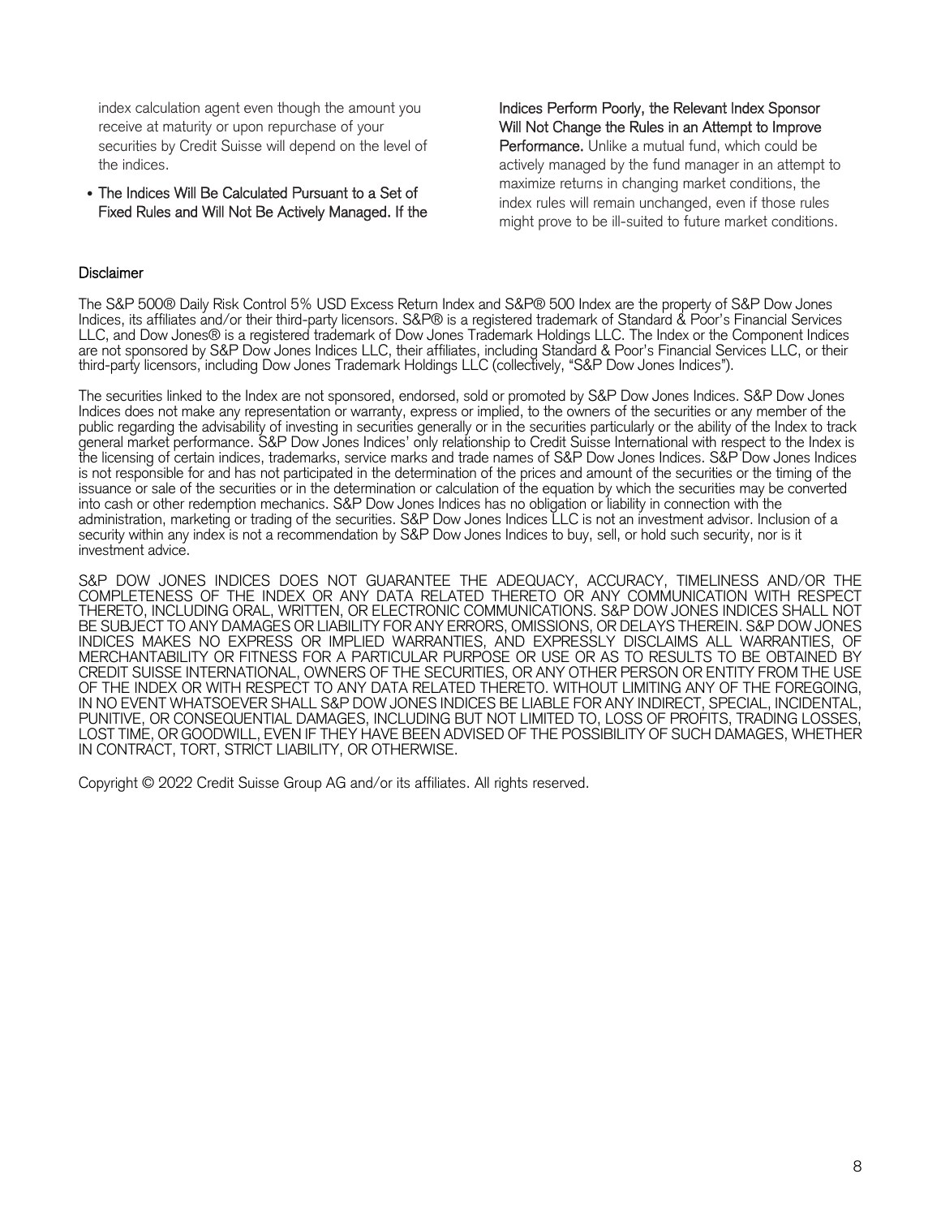index calculation agent even though the amount you receive at maturity or upon repurchase of your securities by Credit Suisse will depend on the level of the indices.

- **The Indices Will Be Calculated Pursuant to a Set of Fixed Rules and Will Not Be Actively Managed. If the Indices Perform Poorly, the Relevant Index Sponsor Will Not Change the Rules in an Attempt to Improve Performance.** Unlike a mutual fund, which could be actively managed by the fund manager in an attempt to maximize returns in changing market conditions, the index rules will remain unchanged, even if those rules might prove to be ill-suited to future market conditions.

## Disclaimer

The S&P 500® Daily Risk Control 5% USD Excess Return Index and S&P® 500 Index are the property of S&P Dow Jones Indices, its affiliates and/or their third-party licensors. S&P® is a registered trademark of Standard & Poor's Financial Services LLC, and Dow Jones® is a registered trademark of Dow Jones Trademark Holdings LLC. The Index or the Component Indices are not sponsored by S&P Dow Jones Indices LLC, their affiliates, including Standard & Poor's Financial Services LLC, or their third-party licensors, including Dow Jones Trademark Holdings LLC (collectively, "S&P Dow Jones Indices").

The securities linked to the Index are not sponsored, endorsed, sold or promoted by S&P Dow Jones Indices. S&P Dow Jones Indices does not make any representation or warranty, express or implied, to the owners of the securities or any member of the public regarding the advisability of investing in securities generally or in the securities particularly or the ability of the Index to track general market performance. S&P Dow Jones Indices' only relationship to Credit Suisse International with respect to the Index is the licensing of certain indices, trademarks, service marks and trade names of S&P Dow Jones Indices. S&P Dow Jones Indices is not responsible for and has not participated in the determination of the prices and amount of the securities or the timing of the issuance or sale of the securities or in the determination or calculation of the equation by which the securities may be converted into cash or other redemption mechanics. S&P Dow Jones Indices has no obligation or liability in connection with the administration, marketing or trading of the securities. S&P Dow Jones Indices LLC is not an investment advisor. Inclusion of a security within any index is not a recommendation by S&P Dow Jones Indices to buy, sell, or hold such security, nor is it investment advice.

S&P DOW JONES INDICES DOES NOT GUARANTEE THE ADEQUACY, ACCURACY, TIMELINESS AND/OR THE COMPLETENESS OF THE INDEX OR ANY DATA RELATED THERETO OR ANY COMMUNICATION WITH RESPECT THERETO, INCLUDING ORAL, WRITTEN, OR ELECTRONIC COMMUNICATIONS. S&P DOW JONES INDICES SHALL NOT BE SUBJECT TO ANY DAMAGES OR LIABILITY FOR ANY ERRORS, OMISSIONS, OR DELAYS THEREIN. S&P DOW JONES INDICES MAKES NO EXPRESS OR IMPLIED WARRANTIES, AND EXPRESSLY DISCLAIMS ALL WARRANTIES, OF MERCHANTABILITY OR FITNESS FOR A PARTICULAR PURPOSE OR USE OR AS TO RESULTS TO BE OBTAINED BY CREDIT SUISSE INTERNATIONAL, OWNERS OF THE SECURITIES, OR ANY OTHER PERSON OR ENTITY FROM THE USE OF THE INDEX OR WITH RESPECT TO ANY DATA RELATED THERETO. WITHOUT LIMITING ANY OF THE FOREGOING, IN NO EVENT WHATSOEVER SHALL S&P DOW JONES INDICES BE LIABLE FOR ANY INDIRECT, SPECIAL, INCIDENTAL, PUNITIVE, OR CONSEQUENTIAL DAMAGES, INCLUDING BUT NOT LIMITED TO, LOSS OF PROFITS, TRADING LOSSES, LOST TIME, OR GOODWILL, EVEN IF THEY HAVE BEEN ADVISED OF THE POSSIBILITY OF SUCH DAMAGES, WHETHER IN CONTRACT, TORT, STRICT LIABILITY, OR OTHERWISE.

Copyright © 2022 Credit Suisse Group AG and/or its affiliates. All rights reserved.